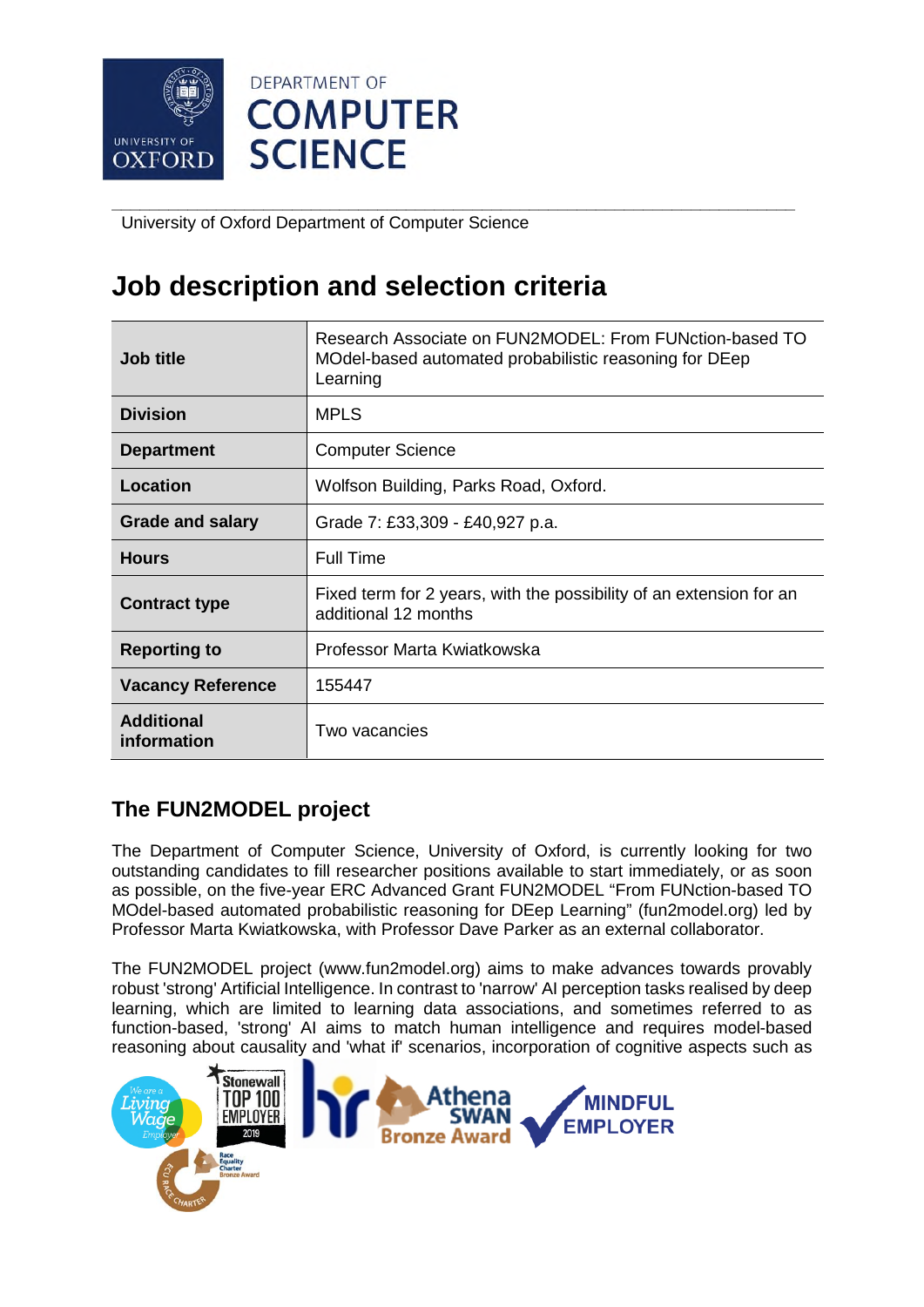University of Oxford Department of Computer Science

# Job description and selection criteria

| | |
|---|---|
| **Job title** | Research Associate on FUN2MODEL: From FUNction-based TO MOdel-based automated probabilistic reasoning for DEep Learning |
| **Division** | MPLS |
| **Department** | Computer Science |
| **Location** | Wolfson Building, Parks Road, Oxford. |
| **Grade and salary** | Grade 7: £33,309 - £40,927 p.a. |
| **Hours** | Full Time |
| **Contract type** | Fixed term for 2 years, with the possibility of an extension for an additional 12 months |
| **Reporting to** | Professor Marta Kwiatkowska |
| **Vacancy Reference** | 155447 |
| **Additional information** | Two vacancies |

## The FUN2MODEL project

The Department of Computer Science, University of Oxford, is currently looking for two outstanding candidates to fill researcher positions available to start immediately, or as soon as possible, on the five-year ERC Advanced Grant FUN2MODEL "From FUNction-based TO MOdel-based automated probabilistic reasoning for DEep Learning" (fun2model.org) led by Professor Marta Kwiatkowska, with Professor Dave Parker as an external collaborator.

The FUN2MODEL project (www.fun2model.org) aims to make advances towards provably robust 'strong' Artificial Intelligence. In contrast to 'narrow' AI perception tasks realised by deep learning, which are limited to learning data associations, and sometimes referred to as function-based, 'strong' AI aims to match human intelligence and requires model-based reasoning about causality and 'what if' scenarios, incorporation of cognitive aspects such as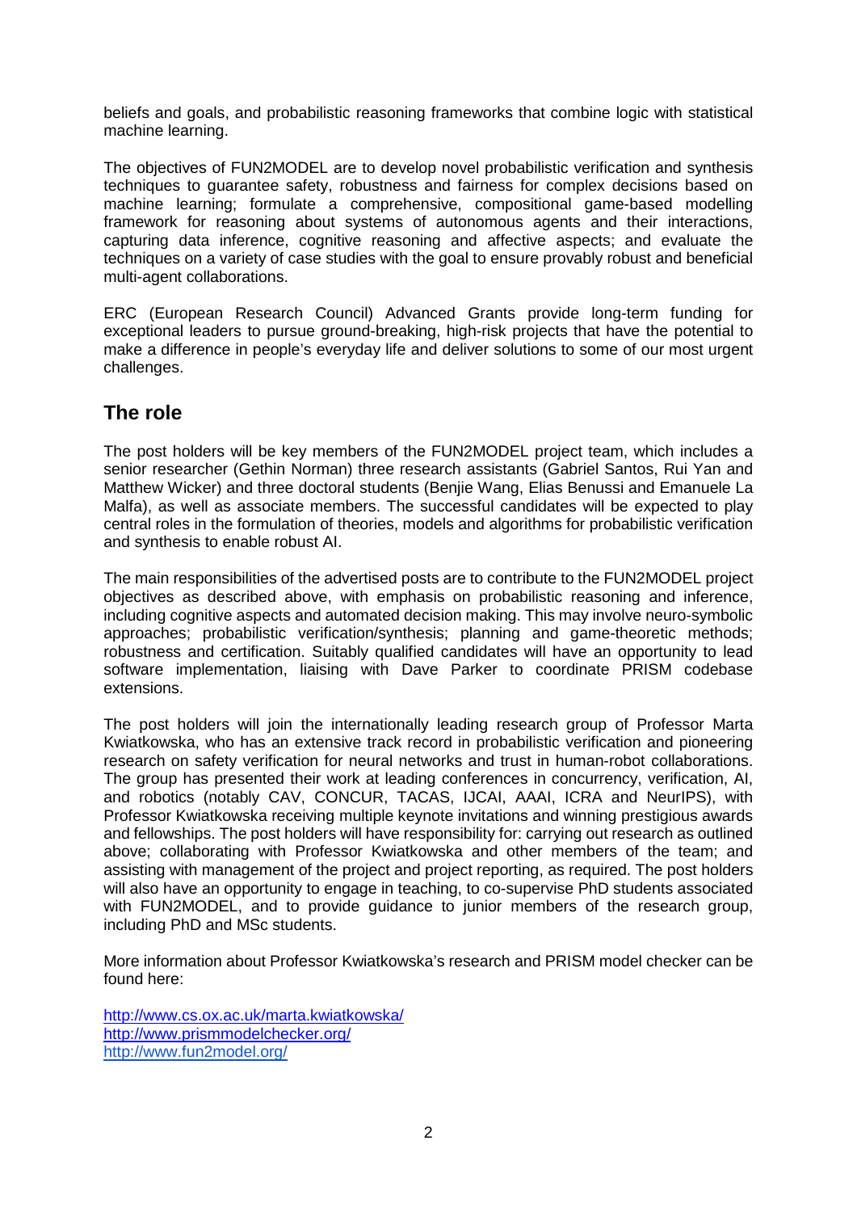beliefs and goals, and probabilistic reasoning frameworks that combine logic with statistical machine learning.

The objectives of FUN2MODEL are to develop novel probabilistic verification and synthesis techniques to guarantee safety, robustness and fairness for complex decisions based on machine learning; formulate a comprehensive, compositional game-based modelling framework for reasoning about systems of autonomous agents and their interactions, capturing data inference, cognitive reasoning and affective aspects; and evaluate the techniques on a variety of case studies with the goal to ensure provably robust and beneficial multi-agent collaborations.

ERC (European Research Council) Advanced Grants provide long-term funding for exceptional leaders to pursue ground-breaking, high-risk projects that have the potential to make a difference in people's everyday life and deliver solutions to some of our most urgent challenges.

## The role

The post holders will be key members of the FUN2MODEL project team, which includes a senior researcher (Gethin Norman) three research assistants (Gabriel Santos, Rui Yan and Matthew Wicker) and three doctoral students (Benjie Wang, Elias Benussi and Emanuele La Malfa), as well as associate members. The successful candidates will be expected to play central roles in the formulation of theories, models and algorithms for probabilistic verification and synthesis to enable robust AI.

The main responsibilities of the advertised posts are to contribute to the FUN2MODEL project objectives as described above, with emphasis on probabilistic reasoning and inference, including cognitive aspects and automated decision making. This may involve neuro-symbolic approaches; probabilistic verification/synthesis; planning and game-theoretic methods; robustness and certification. Suitably qualified candidates will have an opportunity to lead software implementation, liaising with Dave Parker to coordinate PRISM codebase extensions.

The post holders will join the internationally leading research group of Professor Marta Kwiatkowska, who has an extensive track record in probabilistic verification and pioneering research on safety verification for neural networks and trust in human-robot collaborations. The group has presented their work at leading conferences in concurrency, verification, AI, and robotics (notably CAV, CONCUR, TACAS, IJCAI, AAAI, ICRA and NeurIPS), with Professor Kwiatkowska receiving multiple keynote invitations and winning prestigious awards and fellowships. The post holders will have responsibility for: carrying out research as outlined above; collaborating with Professor Kwiatkowska and other members of the team; and assisting with management of the project and project reporting, as required. The post holders will also have an opportunity to engage in teaching, to co-supervise PhD students associated with FUN2MODEL, and to provide guidance to junior members of the research group, including PhD and MSc students.

More information about Professor Kwiatkowska's research and PRISM model checker can be found here:

http://www.cs.ox.ac.uk/marta.kwiatkowska/
http://www.prismmodelchecker.org/
http://www.fun2model.org/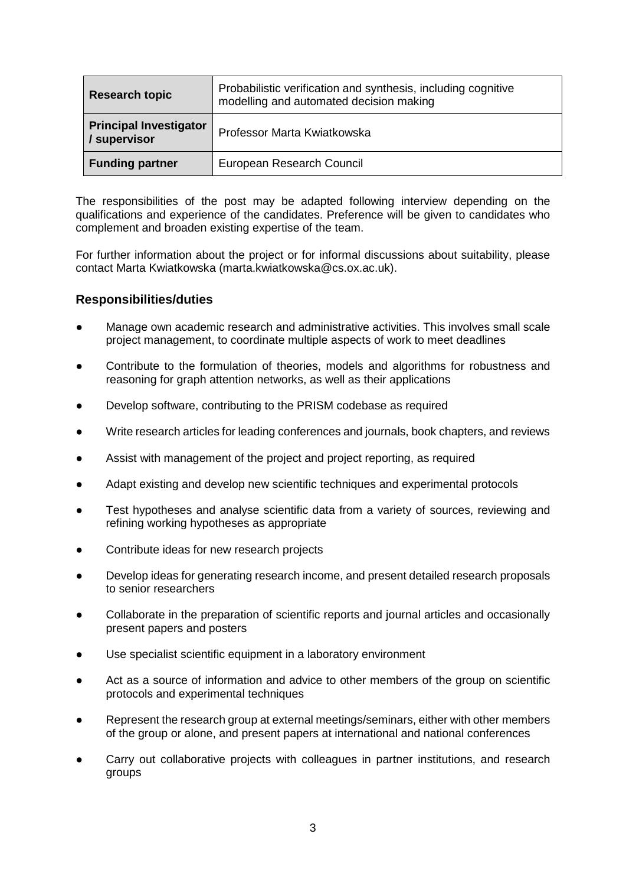| | |
|---|---|
| **Research topic** | Probabilistic verification and synthesis, including cognitive modelling and automated decision making |
| **Principal Investigator / supervisor** | Professor Marta Kwiatkowska |
| **Funding partner** | European Research Council |

The responsibilities of the post may be adapted following interview depending on the qualifications and experience of the candidates. Preference will be given to candidates who complement and broaden existing expertise of the team.

For further information about the project or for informal discussions about suitability, please contact Marta Kwiatkowska (marta.kwiatkowska@cs.ox.ac.uk).

### Responsibilities/duties

- Manage own academic research and administrative activities. This involves small scale project management, to coordinate multiple aspects of work to meet deadlines
- Contribute to the formulation of theories, models and algorithms for robustness and reasoning for graph attention networks, as well as their applications
- Develop software, contributing to the PRISM codebase as required
- Write research articles for leading conferences and journals, book chapters, and reviews
- Assist with management of the project and project reporting, as required
- Adapt existing and develop new scientific techniques and experimental protocols
- Test hypotheses and analyse scientific data from a variety of sources, reviewing and refining working hypotheses as appropriate
- Contribute ideas for new research projects
- Develop ideas for generating research income, and present detailed research proposals to senior researchers
- Collaborate in the preparation of scientific reports and journal articles and occasionally present papers and posters
- Use specialist scientific equipment in a laboratory environment
- Act as a source of information and advice to other members of the group on scientific protocols and experimental techniques
- Represent the research group at external meetings/seminars, either with other members of the group or alone, and present papers at international and national conferences
- Carry out collaborative projects with colleagues in partner institutions, and research groups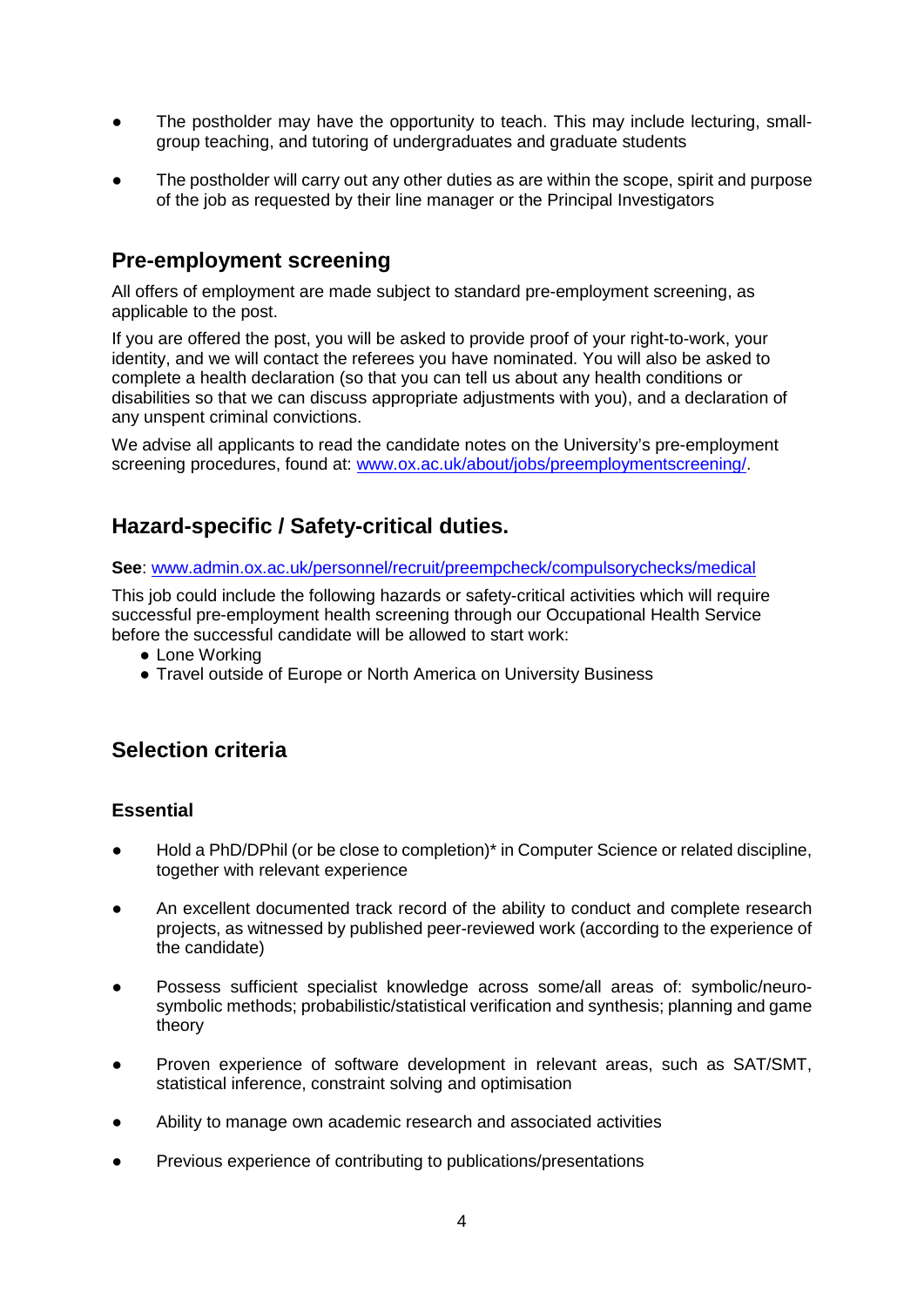- The postholder may have the opportunity to teach. This may include lecturing, small-group teaching, and tutoring of undergraduates and graduate students
- The postholder will carry out any other duties as are within the scope, spirit and purpose of the job as requested by their line manager or the Principal Investigators

## Pre-employment screening

All offers of employment are made subject to standard pre-employment screening, as applicable to the post.

If you are offered the post, you will be asked to provide proof of your right-to-work, your identity, and we will contact the referees you have nominated. You will also be asked to complete a health declaration (so that you can tell us about any health conditions or disabilities so that we can discuss appropriate adjustments with you), and a declaration of any unspent criminal convictions.

We advise all applicants to read the candidate notes on the University's pre-employment screening procedures, found at: [www.ox.ac.uk/about/jobs/preemploymentscreening/](www.ox.ac.uk/about/jobs/preemploymentscreening/).

## Hazard-specific / Safety-critical duties.

**See**: [www.admin.ox.ac.uk/personnel/recruit/preempcheck/compulsorychecks/medical](www.admin.ox.ac.uk/personnel/recruit/preempcheck/compulsorychecks/medical)

This job could include the following hazards or safety-critical activities which will require successful pre-employment health screening through our Occupational Health Service before the successful candidate will be allowed to start work:

- Lone Working
- Travel outside of Europe or North America on University Business

## Selection criteria

### Essential

- Hold a PhD/DPhil (or be close to completion)* in Computer Science or related discipline, together with relevant experience
- An excellent documented track record of the ability to conduct and complete research projects, as witnessed by published peer-reviewed work (according to the experience of the candidate)
- Possess sufficient specialist knowledge across some/all areas of: symbolic/neuro-symbolic methods; probabilistic/statistical verification and synthesis; planning and game theory
- Proven experience of software development in relevant areas, such as SAT/SMT, statistical inference, constraint solving and optimisation
- Ability to manage own academic research and associated activities
- Previous experience of contributing to publications/presentations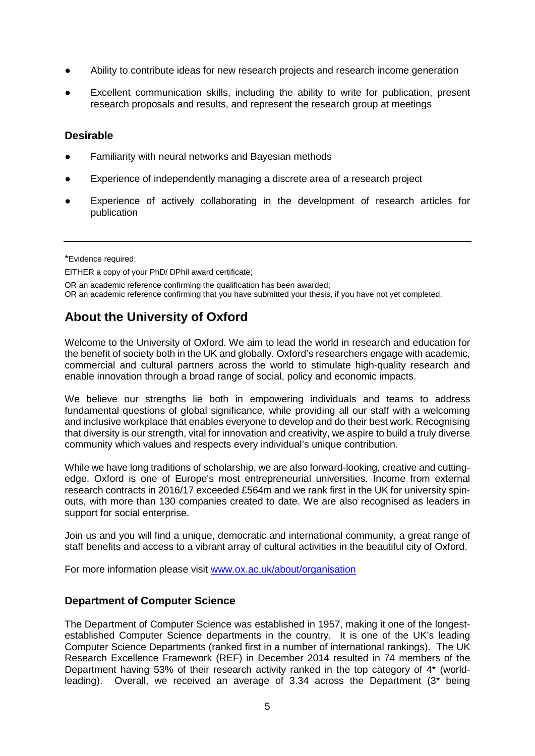- Ability to contribute ideas for new research projects and research income generation
- Excellent communication skills, including the ability to write for publication, present research proposals and results, and represent the research group at meetings

### Desirable

- Familiarity with neural networks and Bayesian methods
- Experience of independently managing a discrete area of a research project
- Experience of actively collaborating in the development of research articles for publication

---

*Evidence required:

EITHER a copy of your PhD/ DPhil award certificate;

OR an academic reference confirming the qualification has been awarded;
OR an academic reference confirming that you have submitted your thesis, if you have not yet completed.

## About the University of Oxford

Welcome to the University of Oxford. We aim to lead the world in research and education for the benefit of society both in the UK and globally. Oxford's researchers engage with academic, commercial and cultural partners across the world to stimulate high-quality research and enable innovation through a broad range of social, policy and economic impacts.

We believe our strengths lie both in empowering individuals and teams to address fundamental questions of global significance, while providing all our staff with a welcoming and inclusive workplace that enables everyone to develop and do their best work. Recognising that diversity is our strength, vital for innovation and creativity, we aspire to build a truly diverse community which values and respects every individual's unique contribution.

While we have long traditions of scholarship, we are also forward-looking, creative and cutting-edge. Oxford is one of Europe's most entrepreneurial universities. Income from external research contracts in 2016/17 exceeded £564m and we rank first in the UK for university spin-outs, with more than 130 companies created to date. We are also recognised as leaders in support for social enterprise.

Join us and you will find a unique, democratic and international community, a great range of staff benefits and access to a vibrant array of cultural activities in the beautiful city of Oxford.

For more information please visit [www.ox.ac.uk/about/organisation](http://www.ox.ac.uk/about/organisation)

### Department of Computer Science

The Department of Computer Science was established in 1957, making it one of the longest-established Computer Science departments in the country. It is one of the UK's leading Computer Science Departments (ranked first in a number of international rankings). The UK Research Excellence Framework (REF) in December 2014 resulted in 74 members of the Department having 53% of their research activity ranked in the top category of 4* (world-leading). Overall, we received an average of 3.34 across the Department (3* being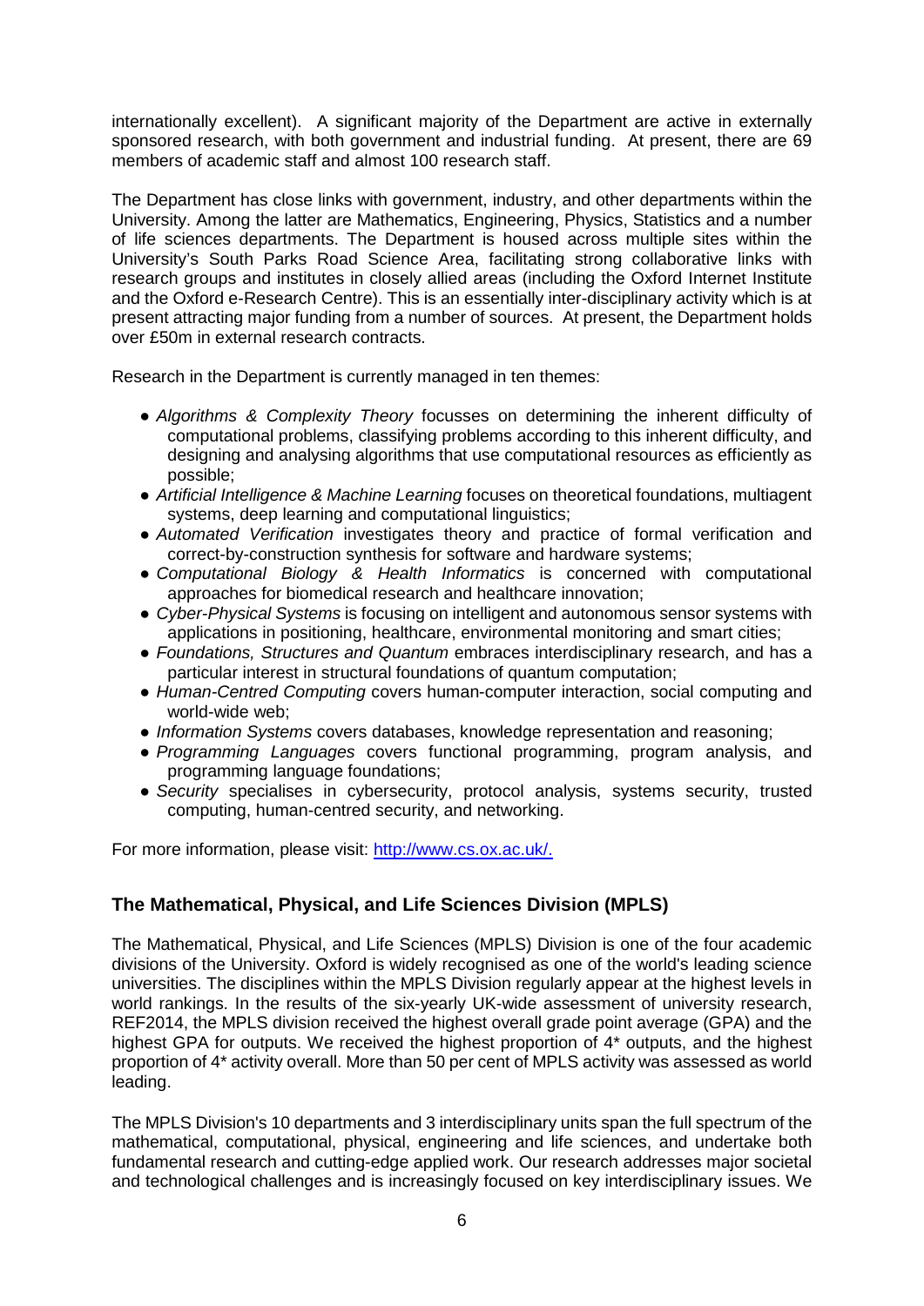internationally excellent). A significant majority of the Department are active in externally sponsored research, with both government and industrial funding. At present, there are 69 members of academic staff and almost 100 research staff.

The Department has close links with government, industry, and other departments within the University. Among the latter are Mathematics, Engineering, Physics, Statistics and a number of life sciences departments. The Department is housed across multiple sites within the University's South Parks Road Science Area, facilitating strong collaborative links with research groups and institutes in closely allied areas (including the Oxford Internet Institute and the Oxford e-Research Centre). This is an essentially inter-disciplinary activity which is at present attracting major funding from a number of sources. At present, the Department holds over £50m in external research contracts.

Research in the Department is currently managed in ten themes:

- *Algorithms & Complexity Theory* focusses on determining the inherent difficulty of computational problems, classifying problems according to this inherent difficulty, and designing and analysing algorithms that use computational resources as efficiently as possible;
- *Artificial Intelligence & Machine Learning* focuses on theoretical foundations, multiagent systems, deep learning and computational linguistics;
- *Automated Verification* investigates theory and practice of formal verification and correct-by-construction synthesis for software and hardware systems;
- *Computational Biology & Health Informatics* is concerned with computational approaches for biomedical research and healthcare innovation;
- *Cyber-Physical Systems* is focusing on intelligent and autonomous sensor systems with applications in positioning, healthcare, environmental monitoring and smart cities;
- *Foundations, Structures and Quantum* embraces interdisciplinary research, and has a particular interest in structural foundations of quantum computation;
- *Human-Centred Computing* covers human-computer interaction, social computing and world-wide web;
- *Information Systems* covers databases, knowledge representation and reasoning;
- *Programming Languages* covers functional programming, program analysis, and programming language foundations;
- *Security* specialises in cybersecurity, protocol analysis, systems security, trusted computing, human-centred security, and networking.

For more information, please visit: http://www.cs.ox.ac.uk/.

## The Mathematical, Physical, and Life Sciences Division (MPLS)

The Mathematical, Physical, and Life Sciences (MPLS) Division is one of the four academic divisions of the University. Oxford is widely recognised as one of the world's leading science universities. The disciplines within the MPLS Division regularly appear at the highest levels in world rankings. In the results of the six-yearly UK-wide assessment of university research, REF2014, the MPLS division received the highest overall grade point average (GPA) and the highest GPA for outputs. We received the highest proportion of 4* outputs, and the highest proportion of 4* activity overall. More than 50 per cent of MPLS activity was assessed as world leading.

The MPLS Division's 10 departments and 3 interdisciplinary units span the full spectrum of the mathematical, computational, physical, engineering and life sciences, and undertake both fundamental research and cutting-edge applied work. Our research addresses major societal and technological challenges and is increasingly focused on key interdisciplinary issues. We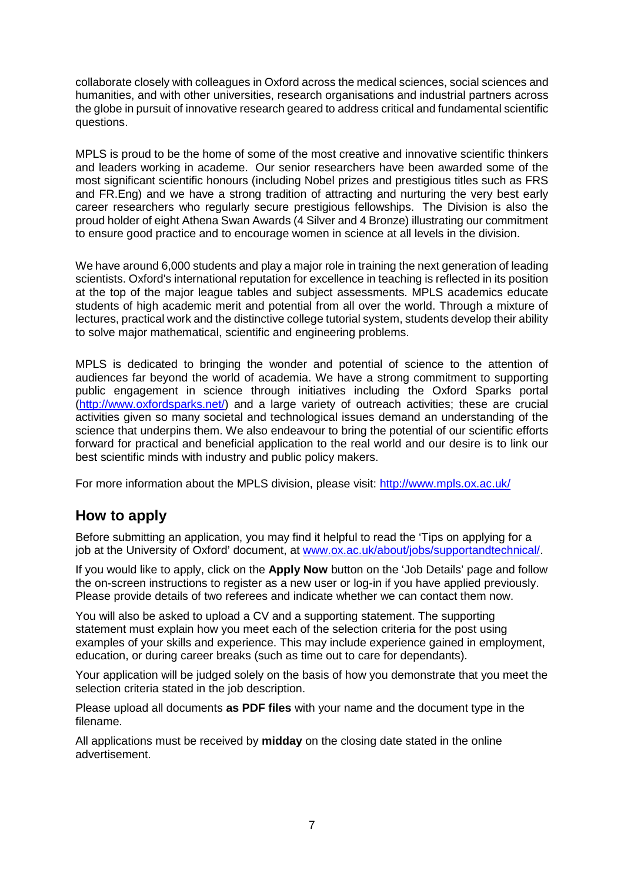collaborate closely with colleagues in Oxford across the medical sciences, social sciences and humanities, and with other universities, research organisations and industrial partners across the globe in pursuit of innovative research geared to address critical and fundamental scientific questions.

MPLS is proud to be the home of some of the most creative and innovative scientific thinkers and leaders working in academe. Our senior researchers have been awarded some of the most significant scientific honours (including Nobel prizes and prestigious titles such as FRS and FR.Eng) and we have a strong tradition of attracting and nurturing the very best early career researchers who regularly secure prestigious fellowships. The Division is also the proud holder of eight Athena Swan Awards (4 Silver and 4 Bronze) illustrating our commitment to ensure good practice and to encourage women in science at all levels in the division.

We have around 6,000 students and play a major role in training the next generation of leading scientists. Oxford's international reputation for excellence in teaching is reflected in its position at the top of the major league tables and subject assessments. MPLS academics educate students of high academic merit and potential from all over the world. Through a mixture of lectures, practical work and the distinctive college tutorial system, students develop their ability to solve major mathematical, scientific and engineering problems.

MPLS is dedicated to bringing the wonder and potential of science to the attention of audiences far beyond the world of academia. We have a strong commitment to supporting public engagement in science through initiatives including the Oxford Sparks portal (http://www.oxfordsparks.net/) and a large variety of outreach activities; these are crucial activities given so many societal and technological issues demand an understanding of the science that underpins them. We also endeavour to bring the potential of our scientific efforts forward for practical and beneficial application to the real world and our desire is to link our best scientific minds with industry and public policy makers.

For more information about the MPLS division, please visit: http://www.mpls.ox.ac.uk/

## How to apply

Before submitting an application, you may find it helpful to read the 'Tips on applying for a job at the University of Oxford' document, at www.ox.ac.uk/about/jobs/supportandtechnical/.

If you would like to apply, click on the **Apply Now** button on the 'Job Details' page and follow the on-screen instructions to register as a new user or log-in if you have applied previously. Please provide details of two referees and indicate whether we can contact them now.

You will also be asked to upload a CV and a supporting statement. The supporting statement must explain how you meet each of the selection criteria for the post using examples of your skills and experience. This may include experience gained in employment, education, or during career breaks (such as time out to care for dependants).

Your application will be judged solely on the basis of how you demonstrate that you meet the selection criteria stated in the job description.

Please upload all documents **as PDF files** with your name and the document type in the filename.

All applications must be received by **midday** on the closing date stated in the online advertisement.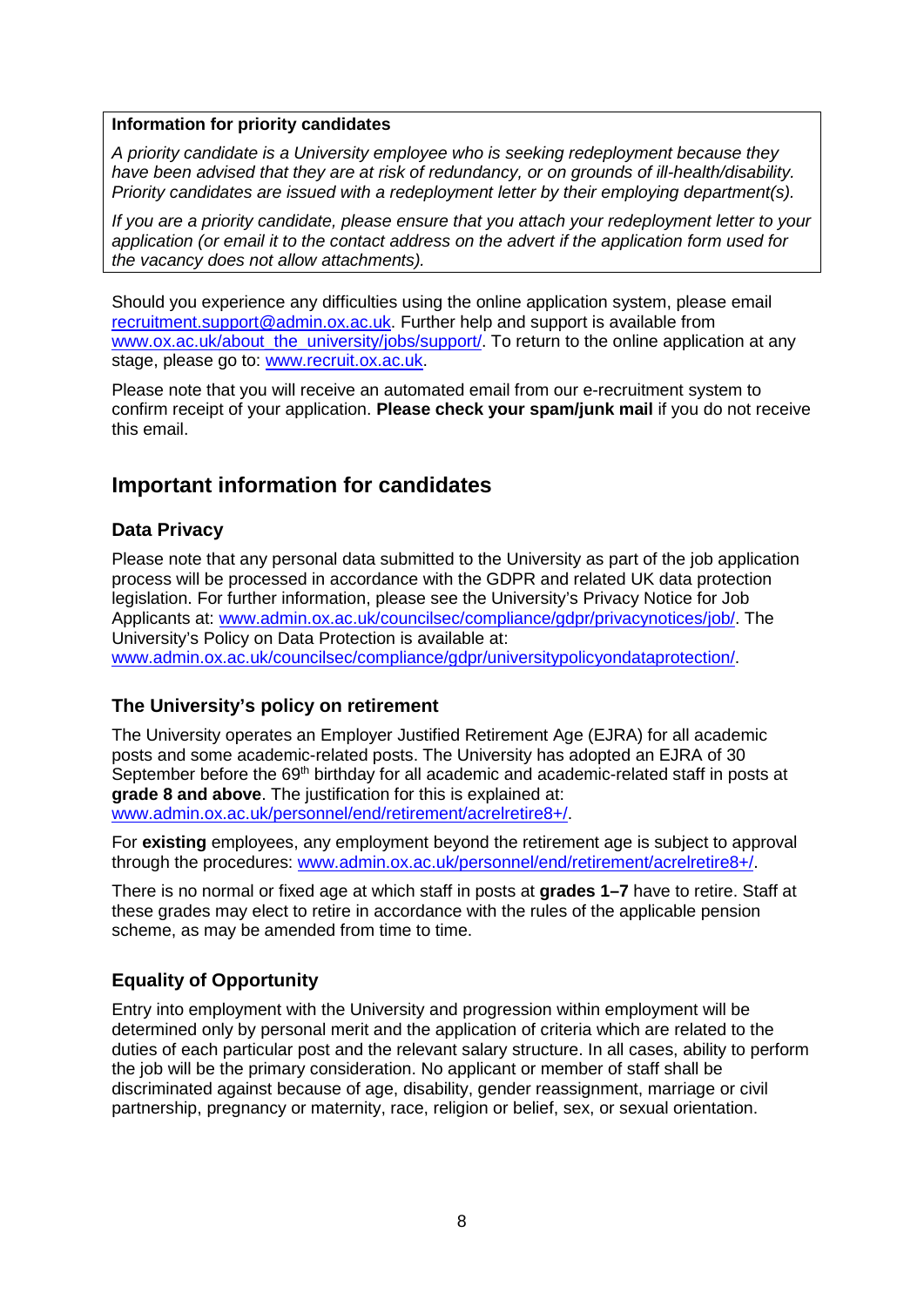**Information for priority candidates**

*A priority candidate is a University employee who is seeking redeployment because they have been advised that they are at risk of redundancy, or on grounds of ill-health/disability. Priority candidates are issued with a redeployment letter by their employing department(s).*

*If you are a priority candidate, please ensure that you attach your redeployment letter to your application (or email it to the contact address on the advert if the application form used for the vacancy does not allow attachments).*

Should you experience any difficulties using the online application system, please email recruitment.support@admin.ox.ac.uk. Further help and support is available from www.ox.ac.uk/about_the_university/jobs/support/. To return to the online application at any stage, please go to: www.recruit.ox.ac.uk.

Please note that you will receive an automated email from our e-recruitment system to confirm receipt of your application. **Please check your spam/junk mail** if you do not receive this email.

## Important information for candidates

### Data Privacy

Please note that any personal data submitted to the University as part of the job application process will be processed in accordance with the GDPR and related UK data protection legislation. For further information, please see the University's Privacy Notice for Job Applicants at: www.admin.ox.ac.uk/councilsec/compliance/gdpr/privacynotices/job/. The University's Policy on Data Protection is available at: www.admin.ox.ac.uk/councilsec/compliance/gdpr/universitypolicyondataprotection/.

### The University's policy on retirement

The University operates an Employer Justified Retirement Age (EJRA) for all academic posts and some academic-related posts. The University has adopted an EJRA of 30 September before the 69th birthday for all academic and academic-related staff in posts at **grade 8 and above**. The justification for this is explained at: www.admin.ox.ac.uk/personnel/end/retirement/acrelretire8+/.

For **existing** employees, any employment beyond the retirement age is subject to approval through the procedures: www.admin.ox.ac.uk/personnel/end/retirement/acrelretire8+/.

There is no normal or fixed age at which staff in posts at **grades 1–7** have to retire. Staff at these grades may elect to retire in accordance with the rules of the applicable pension scheme, as may be amended from time to time.

### Equality of Opportunity

Entry into employment with the University and progression within employment will be determined only by personal merit and the application of criteria which are related to the duties of each particular post and the relevant salary structure. In all cases, ability to perform the job will be the primary consideration. No applicant or member of staff shall be discriminated against because of age, disability, gender reassignment, marriage or civil partnership, pregnancy or maternity, race, religion or belief, sex, or sexual orientation.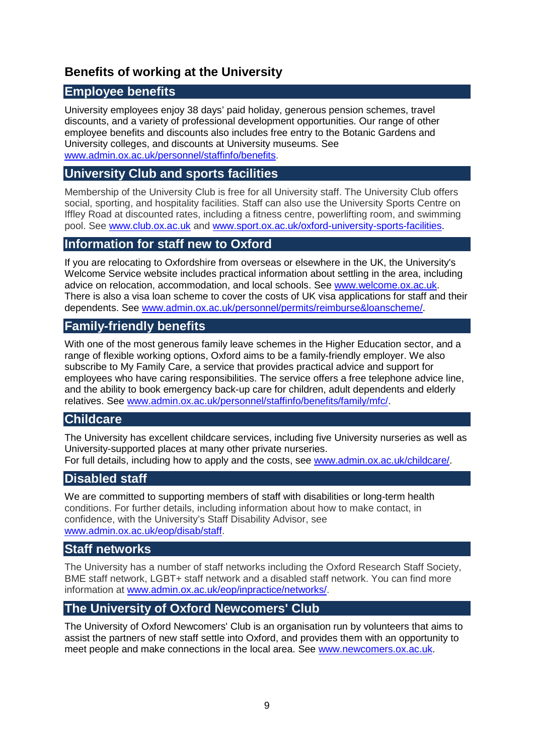# Benefits of working at the University

## Employee benefits

University employees enjoy 38 days' paid holiday, generous pension schemes, travel discounts, and a variety of professional development opportunities. Our range of other employee benefits and discounts also includes free entry to the Botanic Gardens and University colleges, and discounts at University museums. See www.admin.ox.ac.uk/personnel/staffinfo/benefits.

## University Club and sports facilities

Membership of the University Club is free for all University staff. The University Club offers social, sporting, and hospitality facilities. Staff can also use the University Sports Centre on Iffley Road at discounted rates, including a fitness centre, powerlifting room, and swimming pool. See www.club.ox.ac.uk and www.sport.ox.ac.uk/oxford-university-sports-facilities.

## Information for staff new to Oxford

If you are relocating to Oxfordshire from overseas or elsewhere in the UK, the University's Welcome Service website includes practical information about settling in the area, including advice on relocation, accommodation, and local schools. See www.welcome.ox.ac.uk. There is also a visa loan scheme to cover the costs of UK visa applications for staff and their dependents. See www.admin.ox.ac.uk/personnel/permits/reimburse&loanscheme/.

## Family-friendly benefits

With one of the most generous family leave schemes in the Higher Education sector, and a range of flexible working options, Oxford aims to be a family-friendly employer. We also subscribe to My Family Care, a service that provides practical advice and support for employees who have caring responsibilities. The service offers a free telephone advice line, and the ability to book emergency back-up care for children, adult dependents and elderly relatives. See www.admin.ox.ac.uk/personnel/staffinfo/benefits/family/mfc/.

## Childcare

The University has excellent childcare services, including five University nurseries as well as University-supported places at many other private nurseries.
For full details, including how to apply and the costs, see www.admin.ox.ac.uk/childcare/.

## Disabled staff

We are committed to supporting members of staff with disabilities or long-term health conditions. For further details, including information about how to make contact, in confidence, with the University's Staff Disability Advisor, see www.admin.ox.ac.uk/eop/disab/staff.

## Staff networks

The University has a number of staff networks including the Oxford Research Staff Society, BME staff network, LGBT+ staff network and a disabled staff network. You can find more information at www.admin.ox.ac.uk/eop/inpractice/networks/.

## The University of Oxford Newcomers' Club

The University of Oxford Newcomers' Club is an organisation run by volunteers that aims to assist the partners of new staff settle into Oxford, and provides them with an opportunity to meet people and make connections in the local area. See www.newcomers.ox.ac.uk.